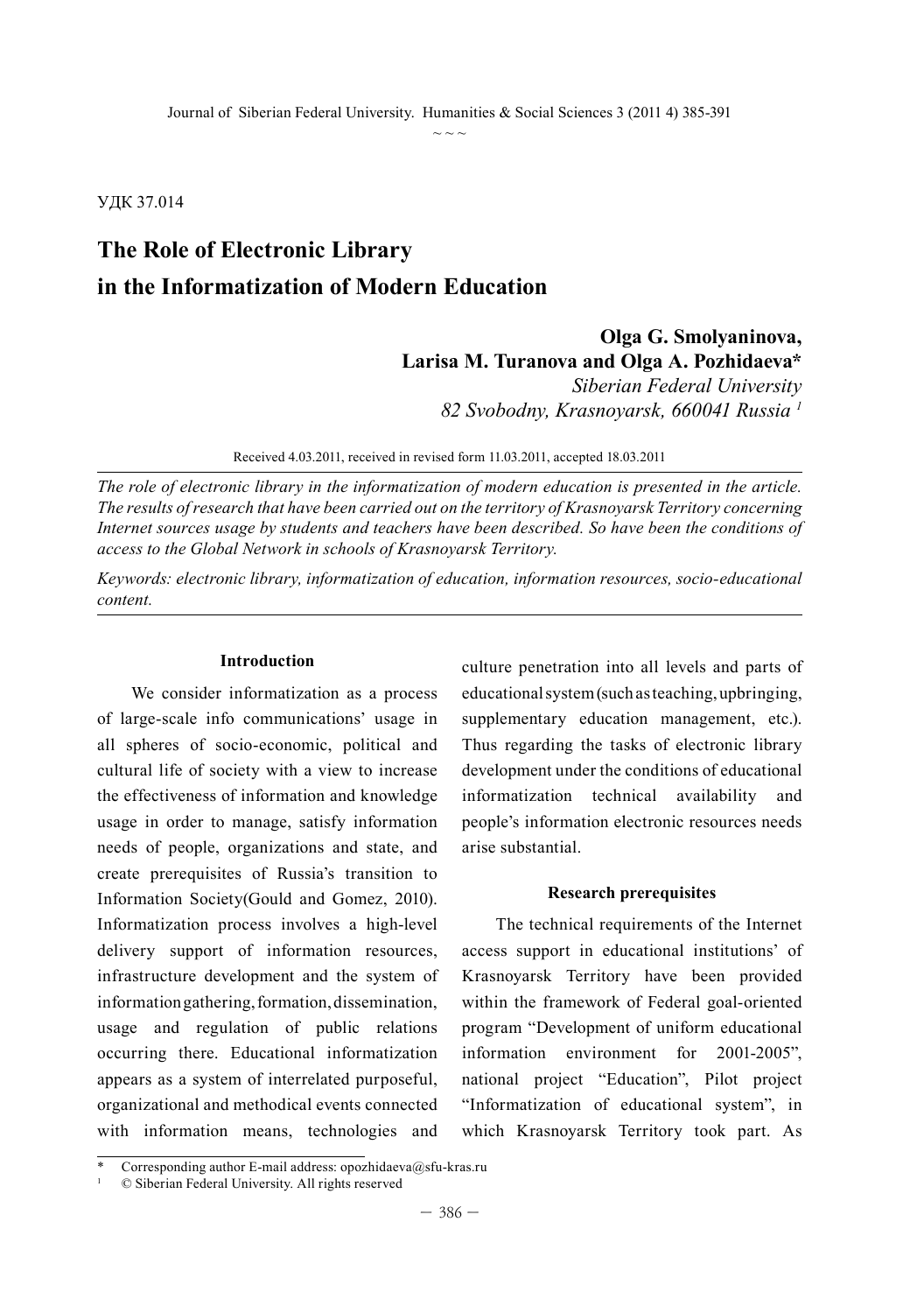УДК 37.014

# The Role of Electronic Library in the Informatization of Modern Education

**Olga G. Smolyaninova, Larisa M. Turanova and Olga A. Pozhidaeva***

*Siberian Federal University*
*82 Svobodny, Krasnoyarsk, 660041 Russia* [1]

Received 4.03.2011, received in revised form 11.03.2011, accepted 18.03.2011

*The role of electronic library in the informatization of modern education is presented in the article. The results of research that have been carried out on the territory of Krasnoyarsk Territory concerning Internet sources usage by students and teachers have been described. So have been the conditions of access to the Global Network in schools of Krasnoyarsk Territory.*

*Keywords: electronic library, informatization of education, information resources, socio-educational content.*

## Introduction

We consider informatization as a process of large-scale info communications' usage in all spheres of socio-economic, political and cultural life of society with a view to increase the effectiveness of information and knowledge usage in order to manage, satisfy information needs of people, organizations and state, and create prerequisites of Russia's transition to Information Society(Gould and Gomez, 2010). Informatization process involves a high-level delivery support of information resources, infrastructure development and the system of information gathering, formation, dissemination, usage and regulation of public relations occurring there. Educational informatization appears as a system of interrelated purposeful, organizational and methodical events connected with information means, technologies and culture penetration into all levels and parts of educational system (such as teaching, upbringing, supplementary education management, etc.). Thus regarding the tasks of electronic library development under the conditions of educational informatization technical availability and people's information electronic resources needs arise substantial.

## Research prerequisites

The technical requirements of the Internet access support in educational institutions' of Krasnoyarsk Territory have been provided within the framework of Federal goal-oriented program "Development of uniform educational information environment for 2001-2005", national project "Education", Pilot project "Informatization of educational system", in which Krasnoyarsk Territory took part. As

---

\* Corresponding author E-mail address: opozhidaeva@sfu-kras.ru

[1] © Siberian Federal University. All rights reserved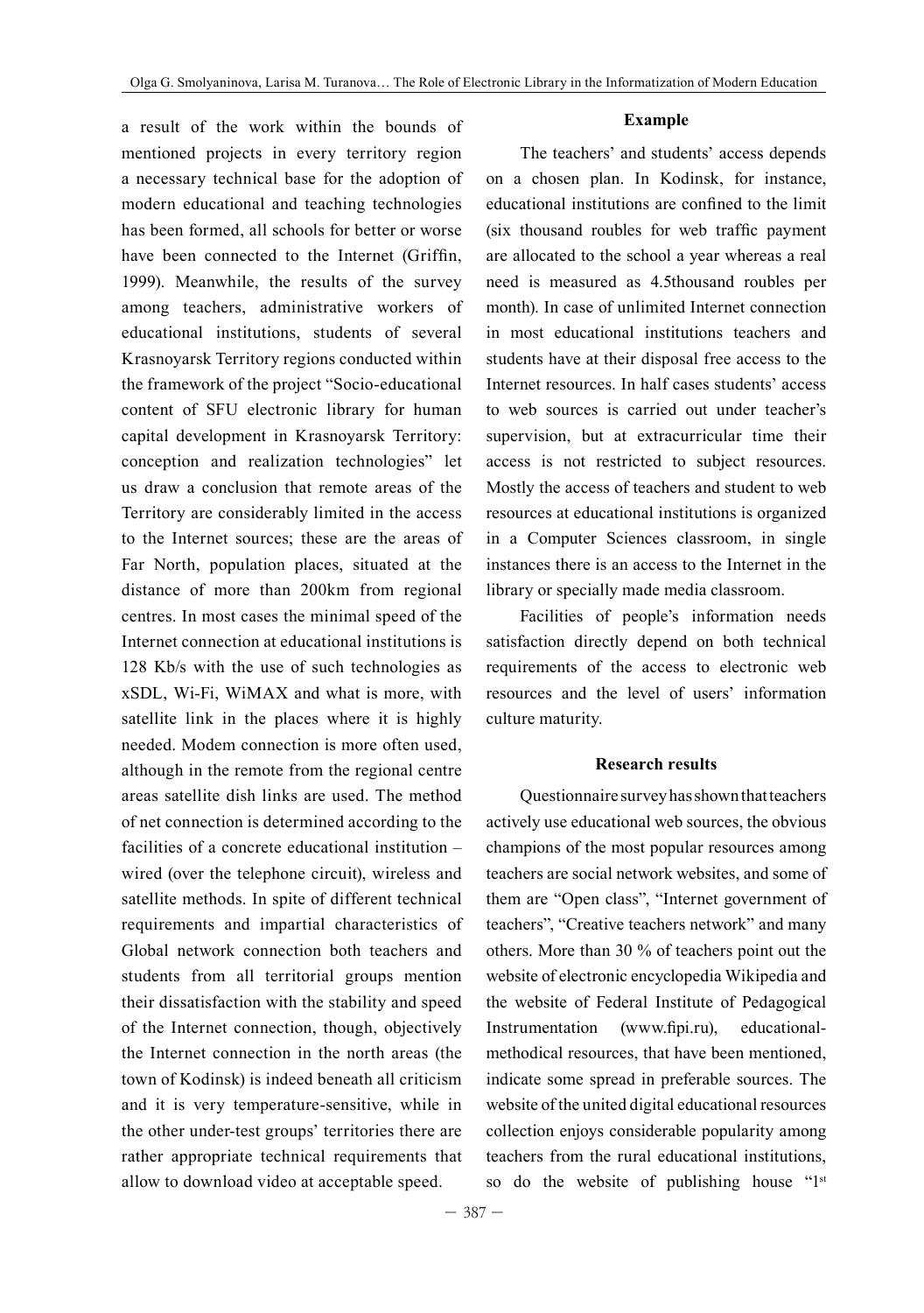a result of the work within the bounds of mentioned projects in every territory region a necessary technical base for the adoption of modern educational and teaching technologies has been formed, all schools for better or worse have been connected to the Internet (Griffin, 1999). Meanwhile, the results of the survey among teachers, administrative workers of educational institutions, students of several Krasnoyarsk Territory regions conducted within the framework of the project "Socio-educational content of SFU electronic library for human capital development in Krasnoyarsk Territory: conception and realization technologies" let us draw a conclusion that remote areas of the Territory are considerably limited in the access to the Internet sources; these are the areas of Far North, population places, situated at the distance of more than 200km from regional centres. In most cases the minimal speed of the Internet connection at educational institutions is 128 Kb/s with the use of such technologies as xSDL, Wi-Fi, WiMAX and what is more, with satellite link in the places where it is highly needed. Modem connection is more often used, although in the remote from the regional centre areas satellite dish links are used. The method of net connection is determined according to the facilities of a concrete educational institution – wired (over the telephone circuit), wireless and satellite methods. In spite of different technical requirements and impartial characteristics of Global network connection both teachers and students from all territorial groups mention their dissatisfaction with the stability and speed of the Internet connection, though, objectively the Internet connection in the north areas (the town of Kodinsk) is indeed beneath all criticism and it is very temperature-sensitive, while in the other under-test groups' territories there are rather appropriate technical requirements that allow to download video at acceptable speed.

### Example

The teachers' and students' access depends on a chosen plan. In Kodinsk, for instance, educational institutions are confined to the limit (six thousand roubles for web traffic payment are allocated to the school a year whereas a real need is measured as 4.5thousand roubles per month). In case of unlimited Internet connection in most educational institutions teachers and students have at their disposal free access to the Internet resources. In half cases students' access to web sources is carried out under teacher's supervision, but at extracurricular time their access is not restricted to subject resources. Mostly the access of teachers and student to web resources at educational institutions is organized in a Computer Sciences classroom, in single instances there is an access to the Internet in the library or specially made media classroom.

Facilities of people's information needs satisfaction directly depend on both technical requirements of the access to electronic web resources and the level of users' information culture maturity.

### Research results

Questionnaire survey has shown that teachers actively use educational web sources, the obvious champions of the most popular resources among teachers are social network websites, and some of them are "Open class", "Internet government of teachers", "Creative teachers network" and many others. More than 30 % of teachers point out the website of electronic encyclopedia Wikipedia and the website of Federal Institute of Pedagogical Instrumentation (www.fipi.ru), educational-methodical resources, that have been mentioned, indicate some spread in preferable sources. The website of the united digital educational resources collection enjoys considerable popularity among teachers from the rural educational institutions, so do the website of publishing house "1st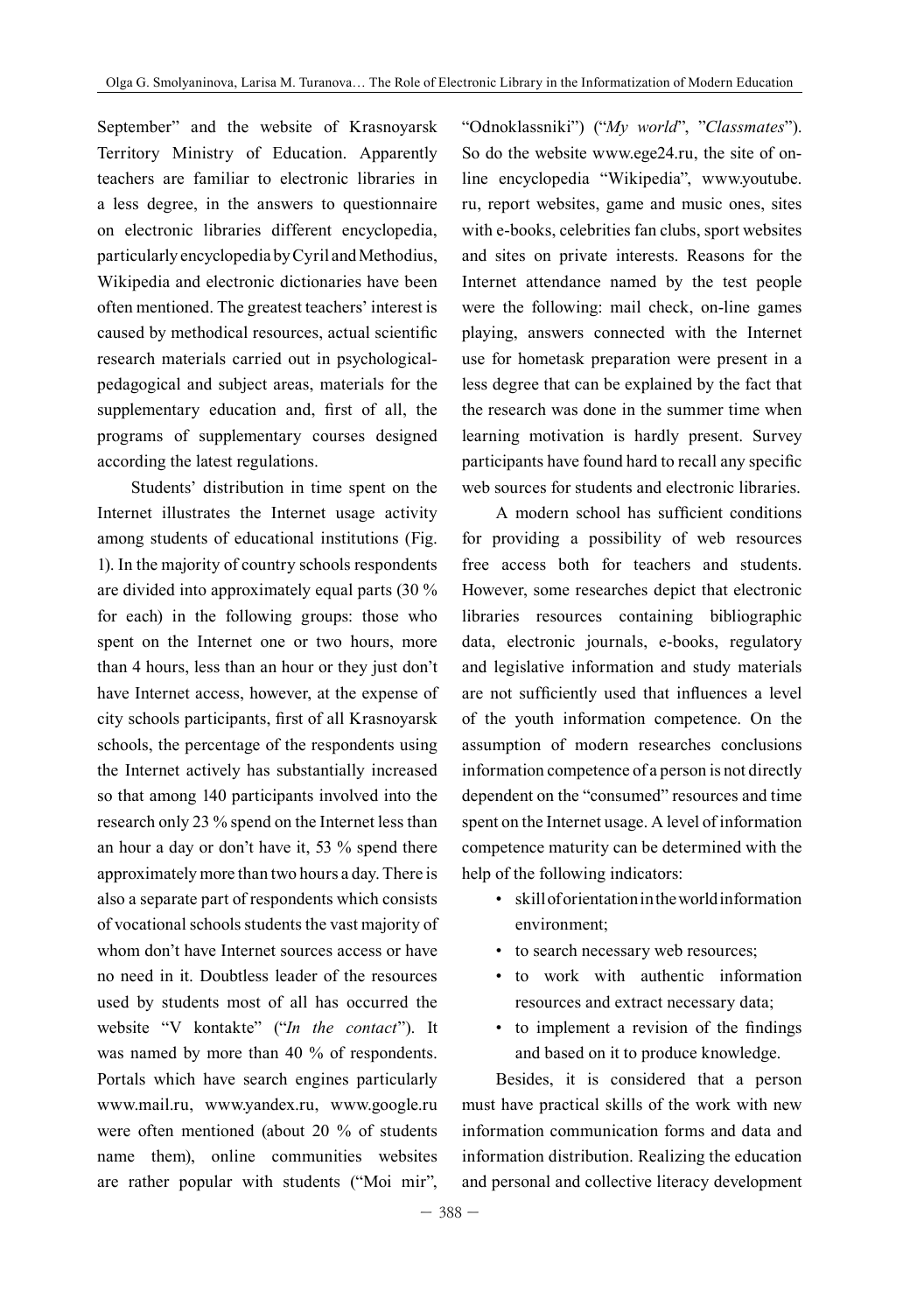September" and the website of Krasnoyarsk Territory Ministry of Education. Apparently teachers are familiar to electronic libraries in a less degree, in the answers to questionnaire on electronic libraries different encyclopedia, particularly encyclopedia by Cyril and Methodius, Wikipedia and electronic dictionaries have been often mentioned. The greatest teachers' interest is caused by methodical resources, actual scientific research materials carried out in psychological-pedagogical and subject areas, materials for the supplementary education and, first of all, the programs of supplementary courses designed according the latest regulations.

Students' distribution in time spent on the Internet illustrates the Internet usage activity among students of educational institutions (Fig. 1). In the majority of country schools respondents are divided into approximately equal parts (30 % for each) in the following groups: those who spent on the Internet one or two hours, more than 4 hours, less than an hour or they just don't have Internet access, however, at the expense of city schools participants, first of all Krasnoyarsk schools, the percentage of the respondents using the Internet actively has substantially increased so that among 140 participants involved into the research only 23 % spend on the Internet less than an hour a day or don't have it, 53 % spend there approximately more than two hours a day. There is also a separate part of respondents which consists of vocational schools students the vast majority of whom don't have Internet sources access or have no need in it. Doubtless leader of the resources used by students most of all has occurred the website "V kontakte" ("*In the contact*"). It was named by more than 40 % of respondents. Portals which have search engines particularly www.mail.ru, www.yandex.ru, www.google.ru were often mentioned (about 20 % of students name them), online communities websites are rather popular with students ("Moi mir", "Odnoklassniki") ("*My world*", "*Classmates*"). So do the website www.ege24.ru, the site of on-line encyclopedia "Wikipedia", www.youtube.ru, report websites, game and music ones, sites with e-books, celebrities fan clubs, sport websites and sites on private interests. Reasons for the Internet attendance named by the test people were the following: mail check, on-line games playing, answers connected with the Internet use for hometask preparation were present in a less degree that can be explained by the fact that the research was done in the summer time when learning motivation is hardly present. Survey participants have found hard to recall any specific web sources for students and electronic libraries.

A modern school has sufficient conditions for providing a possibility of web resources free access both for teachers and students. However, some researches depict that electronic libraries resources containing bibliographic data, electronic journals, e-books, regulatory and legislative information and study materials are not sufficiently used that influences a level of the youth information competence. On the assumption of modern researches conclusions information competence of a person is not directly dependent on the "consumed" resources and time spent on the Internet usage. A level of information competence maturity can be determined with the help of the following indicators:

- skill of orientation in the world information environment;
- to search necessary web resources;
- to work with authentic information resources and extract necessary data;
- to implement a revision of the findings and based on it to produce knowledge.

Besides, it is considered that a person must have practical skills of the work with new information communication forms and data and information distribution. Realizing the education and personal and collective literacy development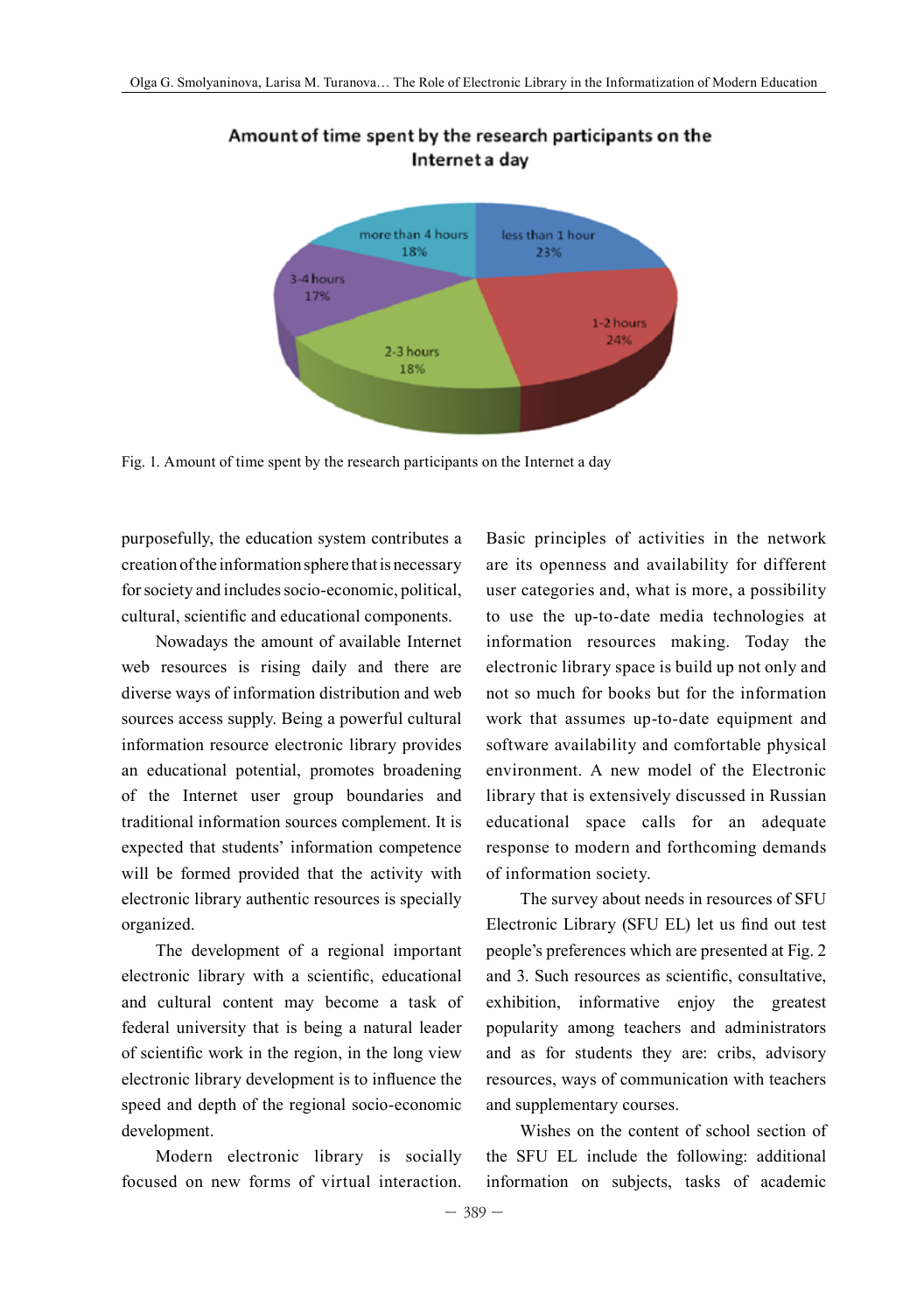Fig. 1. Amount of time spent by the research participants on the Internet a day

purposefully, the education system contributes a creation of the information sphere that is necessary for society and includes socio-economic, political, cultural, scientific and educational components.

Nowadays the amount of available Internet web resources is rising daily and there are diverse ways of information distribution and web sources access supply. Being a powerful cultural information resource electronic library provides an educational potential, promotes broadening of the Internet user group boundaries and traditional information sources complement. It is expected that students' information competence will be formed provided that the activity with electronic library authentic resources is specially organized.

The development of a regional important electronic library with a scientific, educational and cultural content may become a task of federal university that is being a natural leader of scientific work in the region, in the long view electronic library development is to influence the speed and depth of the regional socio-economic development.

Modern electronic library is socially focused on new forms of virtual interaction. Basic principles of activities in the network are its openness and availability for different user categories and, what is more, a possibility to use the up-to-date media technologies at information resources making. Today the electronic library space is build up not only and not so much for books but for the information work that assumes up-to-date equipment and software availability and comfortable physical environment. A new model of the Electronic library that is extensively discussed in Russian educational space calls for an adequate response to modern and forthcoming demands of information society.

The survey about needs in resources of SFU Electronic Library (SFU EL) let us find out test people's preferences which are presented at Fig. 2 and 3. Such resources as scientific, consultative, exhibition, informative enjoy the greatest popularity among teachers and administrators and as for students they are: cribs, advisory resources, ways of communication with teachers and supplementary courses.

Wishes on the content of school section of the SFU EL include the following: additional information on subjects, tasks of academic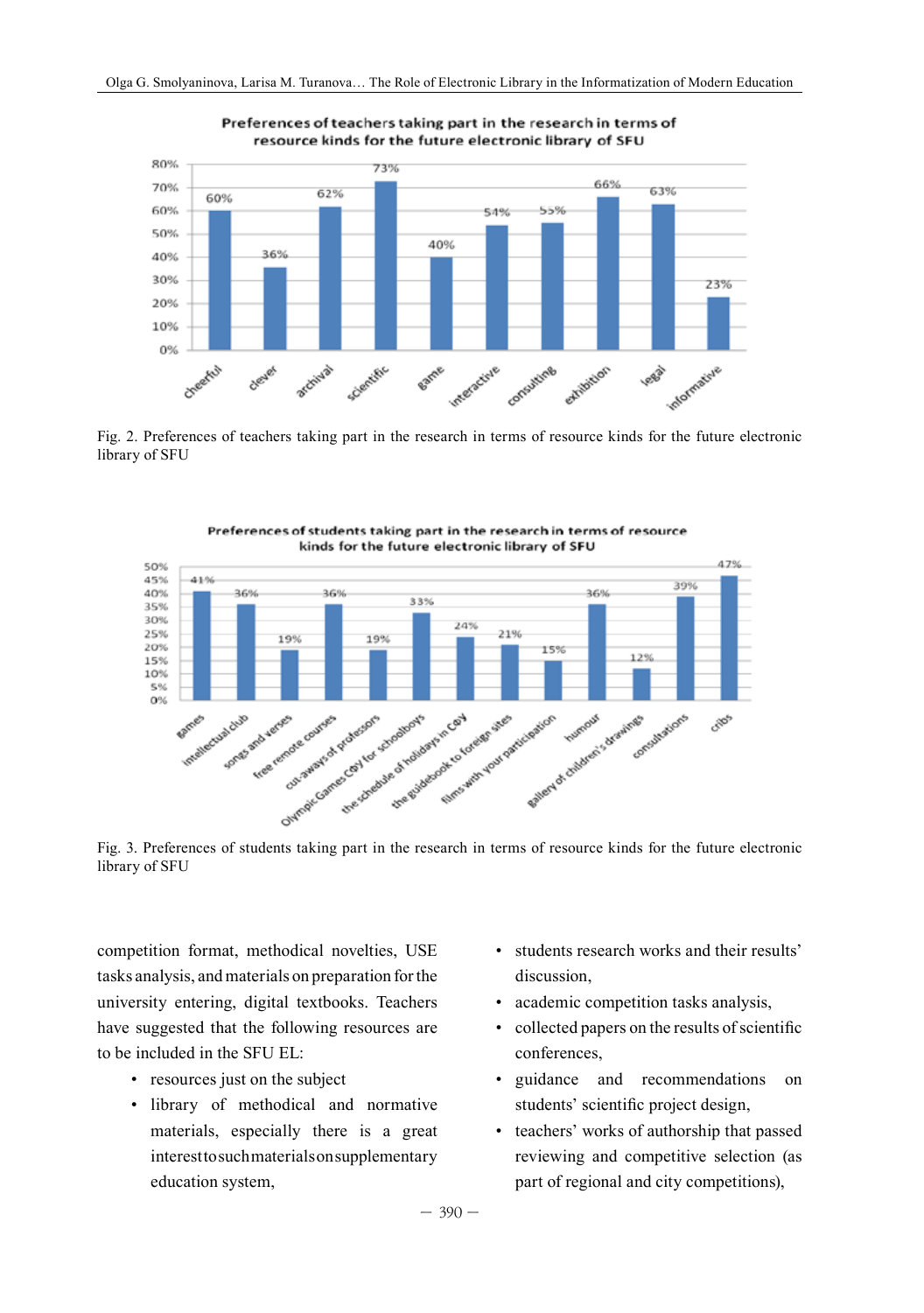Fig. 2. Preferences of teachers taking part in the research in terms of resource kinds for the future electronic library of SFU

Fig. 3. Preferences of students taking part in the research in terms of resource kinds for the future electronic library of SFU

competition format, methodical novelties, USE tasks analysis, and materials on preparation for the university entering, digital textbooks. Teachers have suggested that the following resources are to be included in the SFU EL:

- resources just on the subject
- library of methodical and normative materials, especially there is a great interest to such materials on supplementary education system,
- students research works and their results' discussion,
- academic competition tasks analysis,
- collected papers on the results of scientific conferences,
- guidance and recommendations on students' scientific project design,
- teachers' works of authorship that passed reviewing and competitive selection (as part of regional and city competitions),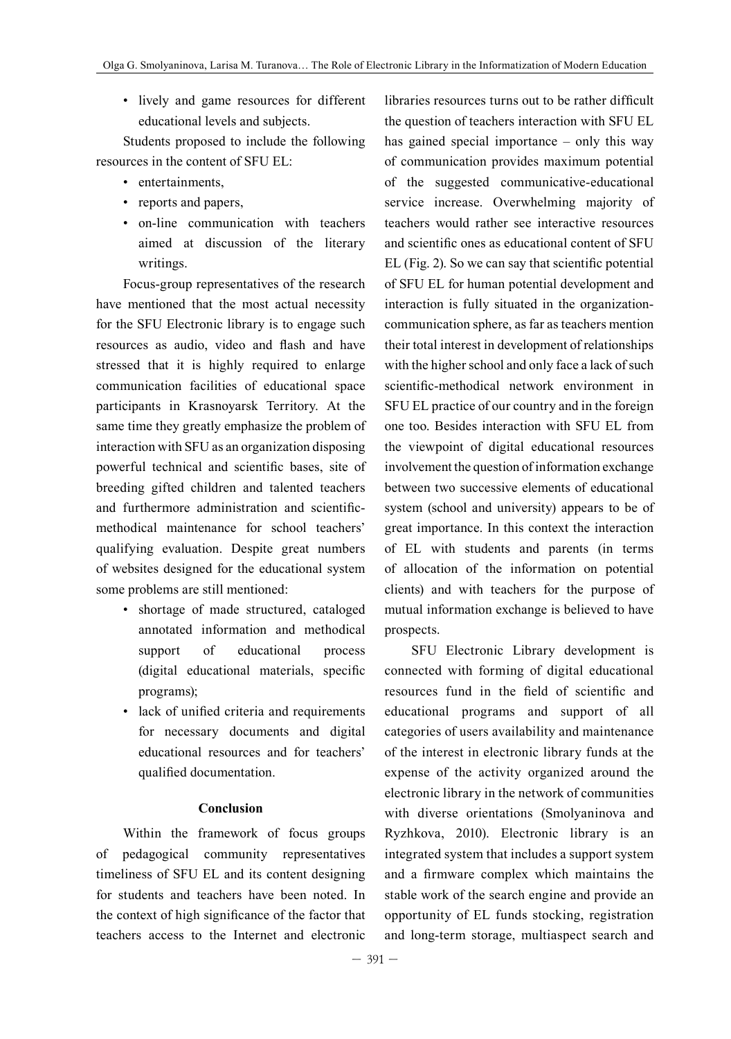- lively and game resources for different educational levels and subjects.

Students proposed to include the following resources in the content of SFU EL:

- entertainments,
- reports and papers,
- on-line communication with teachers aimed at discussion of the literary writings.

Focus-group representatives of the research have mentioned that the most actual necessity for the SFU Electronic library is to engage such resources as audio, video and flash and have stressed that it is highly required to enlarge communication facilities of educational space participants in Krasnoyarsk Territory. At the same time they greatly emphasize the problem of interaction with SFU as an organization disposing powerful technical and scientific bases, site of breeding gifted children and talented teachers and furthermore administration and scientific-methodical maintenance for school teachers' qualifying evaluation. Despite great numbers of websites designed for the educational system some problems are still mentioned:

- shortage of made structured, cataloged annotated information and methodical support of educational process (digital educational materials, specific programs);
- lack of unified criteria and requirements for necessary documents and digital educational resources and for teachers' qualified documentation.

## Conclusion

Within the framework of focus groups of pedagogical community representatives timeliness of SFU EL and its content designing for students and teachers have been noted. In the context of high significance of the factor that teachers access to the Internet and electronic libraries resources turns out to be rather difficult the question of teachers interaction with SFU EL has gained special importance – only this way of communication provides maximum potential of the suggested communicative-educational service increase. Overwhelming majority of teachers would rather see interactive resources and scientific ones as educational content of SFU EL (Fig. 2). So we can say that scientific potential of SFU EL for human potential development and interaction is fully situated in the organization-communication sphere, as far as teachers mention their total interest in development of relationships with the higher school and only face a lack of such scientific-methodical network environment in SFU EL practice of our country and in the foreign one too. Besides interaction with SFU EL from the viewpoint of digital educational resources involvement the question of information exchange between two successive elements of educational system (school and university) appears to be of great importance. In this context the interaction of EL with students and parents (in terms of allocation of the information on potential clients) and with teachers for the purpose of mutual information exchange is believed to have prospects.

SFU Electronic Library development is connected with forming of digital educational resources fund in the field of scientific and educational programs and support of all categories of users availability and maintenance of the interest in electronic library funds at the expense of the activity organized around the electronic library in the network of communities with diverse orientations (Smolyaninova and Ryzhkova, 2010). Electronic library is an integrated system that includes a support system and a firmware complex which maintains the stable work of the search engine and provide an opportunity of EL funds stocking, registration and long-term storage, multiaspect search and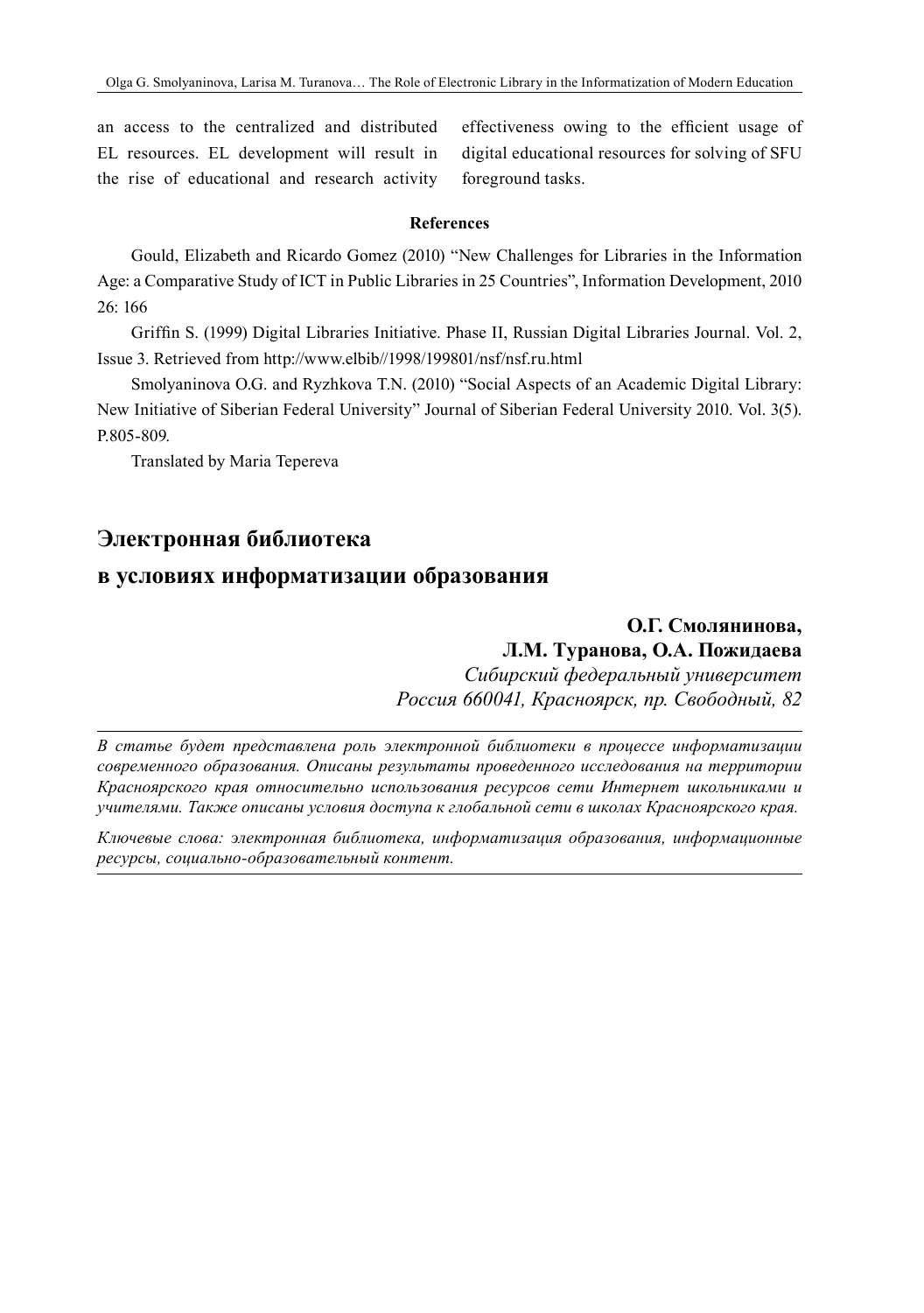an access to the centralized and distributed EL resources. EL development will result in the rise of educational and research activity effectiveness owing to the efficient usage of digital educational resources for solving of SFU foreground tasks.

### References

Gould, Elizabeth and Ricardo Gomez (2010) "New Challenges for Libraries in the Information Age: a Comparative Study of ICT in Public Libraries in 25 Countries", Information Development, 2010 26: 166

Griffin S. (1999) Digital Libraries Initiative. Phase II, Russian Digital Libraries Journal. Vol. 2, Issue 3. Retrieved from http://www.elbib//1998/199801/nsf/nsf.ru.html

Smolyaninova O.G. and Ryzhkova T.N. (2010) "Social Aspects of an Academic Digital Library: New Initiative of Siberian Federal University" Journal of Siberian Federal University 2010. Vol. 3(5). P.805-809.

Translated by Maria Tepereva

## Электронная библиотека в условиях информатизации образования

**О.Г. Смолянинова,**
**Л.М. Туранова, О.А. Пожидаева**
*Сибирский федеральный университет*
*Россия 660041, Красноярск, пр. Свободный, 82*

*В статье будет представлена роль электронной библиотеки в процессе информатизации современного образования. Описаны результаты проведенного исследования на территории Красноярского края относительно использования ресурсов сети Интернет школьниками и учителями. Также описаны условия доступа к глобальной сети в школах Красноярского края.*

*Ключевые слова: электронная библиотека, информатизация образования, информационные ресурсы, социально-образовательный контент.*